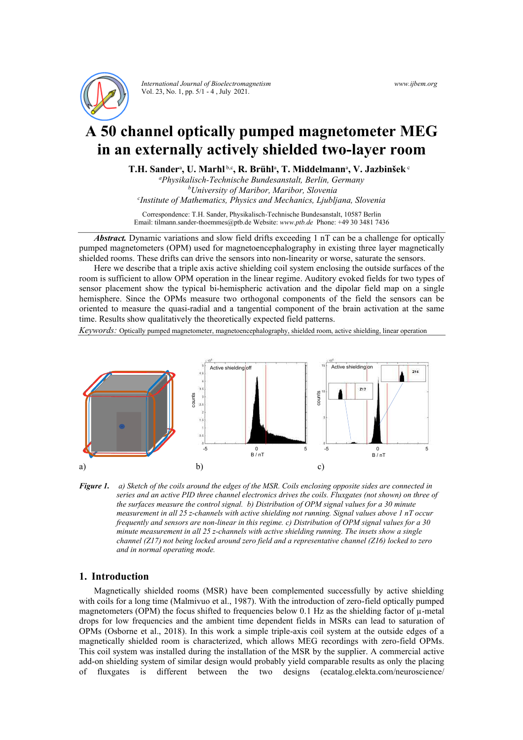# A 50 channel optically pumped magnetometer MEG in an externally actively shielded two-layer room

**T.H. Sander[a], U. Marhl[b,c], R. Brühl[a], T. Middelmann[a], V. Jazbinšek[c]**

[a]*Physikalisch-Technische Bundesanstalt, Berlin, Germany*
[b]*University of Maribor, Maribor, Slovenia*
[c]*Institute of Mathematics, Physics and Mechanics, Ljubljana, Slovenia*

Correspondence: T.H. Sander, Physikalisch-Technische Bundesanstalt, 10587 Berlin
Email: tilmann.sander-thoemmes@ptb.de Website: *www.ptb.de* Phone: +49 30 3481 7436

***Abstract.*** Dynamic variations and slow field drifts exceeding 1 nT can be a challenge for optically pumped magnetometers (OPM) used for magnetoencephalography in existing three layer magnetically shielded rooms. These drifts can drive the sensors into non-linearity or worse, saturate the sensors.

Here we describe that a triple axis active shielding coil system enclosing the outside surfaces of the room is sufficient to allow OPM operation in the linear regime. Auditory evoked fields for two types of sensor placement show the typical bi-hemispheric activation and the dipolar field map on a single hemisphere. Since the OPMs measure two orthogonal components of the field the sensors can be oriented to measure the quasi-radial and a tangential component of the brain activation at the same time. Results show qualitatively the theoretically expected field patterns.

*Keywords:* Optically pumped magnetometer, magnetoencephalography, shielded room, active shielding, linear operation

***Figure 1.*** *a) Sketch of the coils around the edges of the MSR. Coils enclosing opposite sides are connected in series and an active PID three channel electronics drives the coils. Fluxgates (not shown) on three of the surfaces measure the control signal. b) Distribution of OPM signal values for a 30 minute measurement in all 25 z-channels with active shielding not running. Signal values above 1 nT occur frequently and sensors are non-linear in this regime. c) Distribution of OPM signal values for a 30 minute measurement in all 25 z-channels with active shielding running. The insets show a single channel (Z17) not being locked around zero field and a representative channel (Z16) locked to zero and in normal operating mode.*

## 1. Introduction

Magnetically shielded rooms (MSR) have been complemented successfully by active shielding with coils for a long time (Malmivuo et al., 1987). With the introduction of zero-field optically pumped magnetometers (OPM) the focus shifted to frequencies below 0.1 Hz as the shielding factor of μ-metal drops for low frequencies and the ambient time dependent fields in MSRs can lead to saturation of OPMs (Osborne et al., 2018). In this work a simple triple-axis coil system at the outside edges of a magnetically shielded room is characterized, which allows MEG recordings with zero-field OPMs. This coil system was installed during the installation of the MSR by the supplier. A commercial active add-on shielding system of similar design would probably yield comparable results as only the placing of fluxgates is different between the two designs (ecatalog.elekta.com/neuroscience/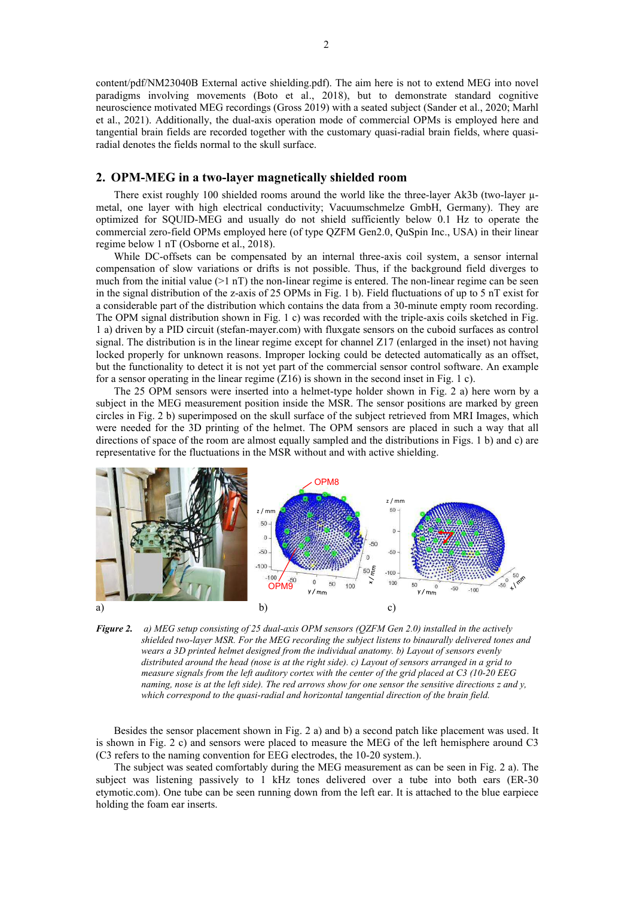content/pdf/NM23040B External active shielding.pdf). The aim here is not to extend MEG into novel paradigms involving movements (Boto et al., 2018), but to demonstrate standard cognitive neuroscience motivated MEG recordings (Gross 2019) with a seated subject (Sander et al., 2020; Marhl et al., 2021). Additionally, the dual-axis operation mode of commercial OPMs is employed here and tangential brain fields are recorded together with the customary quasi-radial brain fields, where quasi-radial denotes the fields normal to the skull surface.

## 2. OPM-MEG in a two-layer magnetically shielded room

There exist roughly 100 shielded rooms around the world like the three-layer Ak3b (two-layer µ-metal, one layer with high electrical conductivity; Vacuumschmelze GmbH, Germany). They are optimized for SQUID-MEG and usually do not shield sufficiently below 0.1 Hz to operate the commercial zero-field OPMs employed here (of type QZFM Gen2.0, QuSpin Inc., USA) in their linear regime below 1 nT (Osborne et al., 2018).

While DC-offsets can be compensated by an internal three-axis coil system, a sensor internal compensation of slow variations or drifts is not possible. Thus, if the background field diverges to much from the initial value (>1 nT) the non-linear regime is entered. The non-linear regime can be seen in the signal distribution of the z-axis of 25 OPMs in Fig. 1 b). Field fluctuations of up to 5 nT exist for a considerable part of the distribution which contains the data from a 30-minute empty room recording. The OPM signal distribution shown in Fig. 1 c) was recorded with the triple-axis coils sketched in Fig. 1 a) driven by a PID circuit (stefan-mayer.com) with fluxgate sensors on the cuboid surfaces as control signal. The distribution is in the linear regime except for channel Z17 (enlarged in the inset) not having locked properly for unknown reasons. Improper locking could be detected automatically as an offset, but the functionality to detect it is not yet part of the commercial sensor control software. An example for a sensor operating in the linear regime (Z16) is shown in the second inset in Fig. 1 c).

The 25 OPM sensors were inserted into a helmet-type holder shown in Fig. 2 a) here worn by a subject in the MEG measurement position inside the MSR. The sensor positions are marked by green circles in Fig. 2 b) superimposed on the skull surface of the subject retrieved from MRI Images, which were needed for the 3D printing of the helmet. The OPM sensors are placed in such a way that all directions of space of the room are almost equally sampled and the distributions in Figs. 1 b) and c) are representative for the fluctuations in the MSR without and with active shielding.

***Figure 2.*** *a) MEG setup consisting of 25 dual-axis OPM sensors (QZFM Gen 2.0) installed in the actively shielded two-layer MSR. For the MEG recording the subject listens to binaurally delivered tones and wears a 3D printed helmet designed from the individual anatomy. b) Layout of sensors evenly distributed around the head (nose is at the right side). c) Layout of sensors arranged in a grid to measure signals from the left auditory cortex with the center of the grid placed at C3 (10-20 EEG naming, nose is at the left side). The red arrows show for one sensor the sensitive directions z and y, which correspond to the quasi-radial and horizontal tangential direction of the brain field.*

Besides the sensor placement shown in Fig. 2 a) and b) a second patch like placement was used. It is shown in Fig. 2 c) and sensors were placed to measure the MEG of the left hemisphere around C3 (C3 refers to the naming convention for EEG electrodes, the 10-20 system.).

The subject was seated comfortably during the MEG measurement as can be seen in Fig. 2 a). The subject was listening passively to 1 kHz tones delivered over a tube into both ears (ER-30 etymotic.com). One tube can be seen running down from the left ear. It is attached to the blue earpiece holding the foam ear inserts.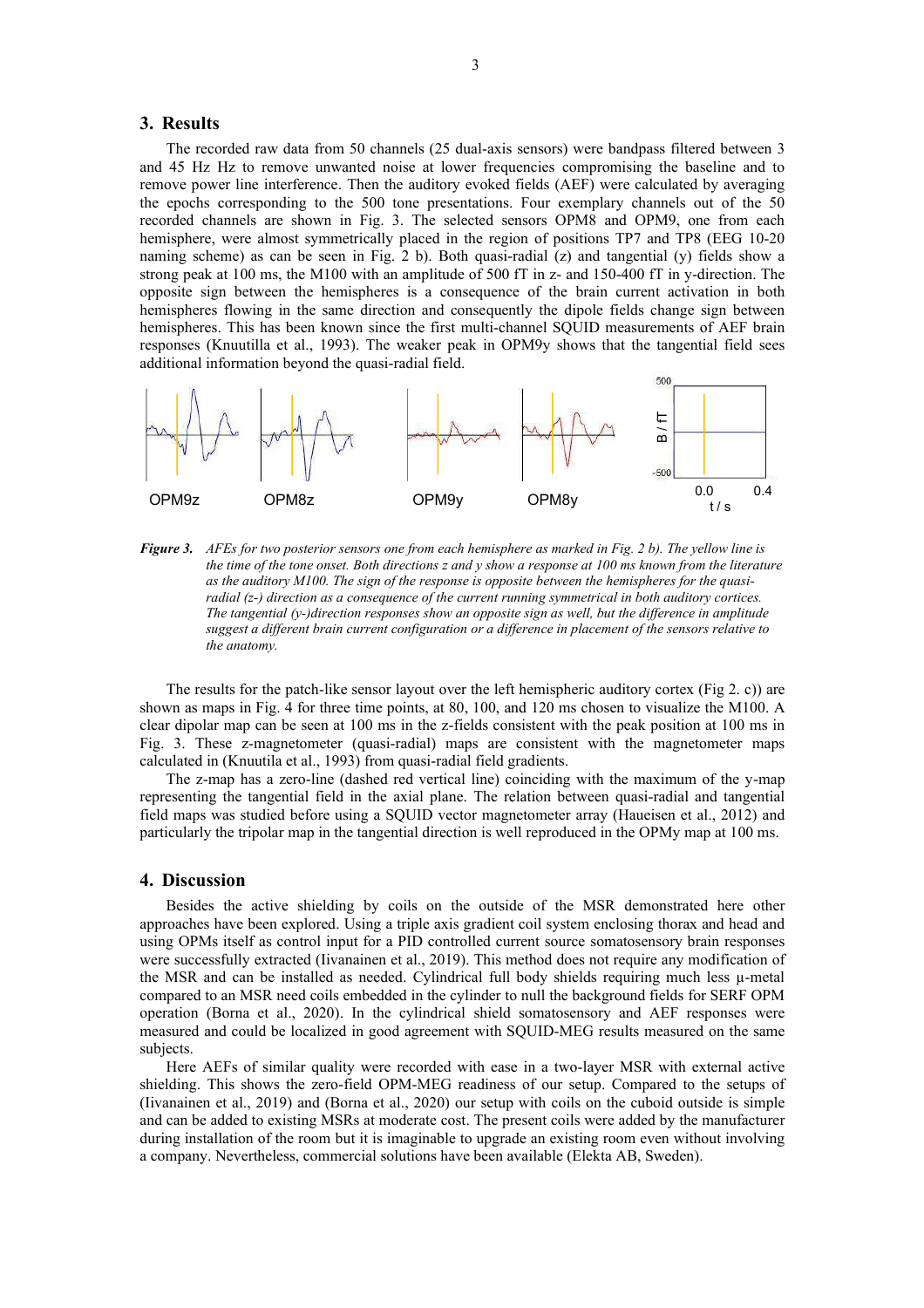## 3. Results

The recorded raw data from 50 channels (25 dual-axis sensors) were bandpass filtered between 3 and 45 Hz Hz to remove unwanted noise at lower frequencies compromising the baseline and to remove power line interference. Then the auditory evoked fields (AEF) were calculated by averaging the epochs corresponding to the 500 tone presentations. Four exemplary channels out of the 50 recorded channels are shown in Fig. 3. The selected sensors OPM8 and OPM9, one from each hemisphere, were almost symmetrically placed in the region of positions TP7 and TP8 (EEG 10-20 naming scheme) as can be seen in Fig. 2 b). Both quasi-radial (z) and tangential (y) fields show a strong peak at 100 ms, the M100 with an amplitude of 500 fT in z- and 150-400 fT in y-direction. The opposite sign between the hemispheres is a consequence of the brain current activation in both hemispheres flowing in the same direction and consequently the dipole fields change sign between hemispheres. This has been known since the first multi-channel SQUID measurements of AEF brain responses (Knuutilla et al., 1993). The weaker peak in OPM9y shows that the tangential field sees additional information beyond the quasi-radial field.

OPM9z OPM8z OPM9y OPM8y

B / fT 500 -500 0.0 0.4 t / s

***Figure 3.*** *AFEs for two posterior sensors one from each hemisphere as marked in Fig. 2 b). The yellow line is the time of the tone onset. Both directions z and y show a response at 100 ms known from the literature as the auditory M100. The sign of the response is opposite between the hemispheres for the quasi-radial (z-) direction as a consequence of the current running symmetrical in both auditory cortices. The tangential (y-)direction responses show an opposite sign as well, but the difference in amplitude suggest a different brain current configuration or a difference in placement of the sensors relative to the anatomy.*

The results for the patch-like sensor layout over the left hemispheric auditory cortex (Fig 2. c)) are shown as maps in Fig. 4 for three time points, at 80, 100, and 120 ms chosen to visualize the M100. A clear dipolar map can be seen at 100 ms in the z-fields consistent with the peak position at 100 ms in Fig. 3. These z-magnetometer (quasi-radial) maps are consistent with the magnetometer maps calculated in (Knuutila et al., 1993) from quasi-radial field gradients.

The z-map has a zero-line (dashed red vertical line) coinciding with the maximum of the y-map representing the tangential field in the axial plane. The relation between quasi-radial and tangential field maps was studied before using a SQUID vector magnetometer array (Haueisen et al., 2012) and particularly the tripolar map in the tangential direction is well reproduced in the OPMy map at 100 ms.

## 4. Discussion

Besides the active shielding by coils on the outside of the MSR demonstrated here other approaches have been explored. Using a triple axis gradient coil system enclosing thorax and head and using OPMs itself as control input for a PID controlled current source somatosensory brain responses were successfully extracted (Iivanainen et al., 2019). This method does not require any modification of the MSR and can be installed as needed. Cylindrical full body shields requiring much less µ-metal compared to an MSR need coils embedded in the cylinder to null the background fields for SERF OPM operation (Borna et al., 2020). In the cylindrical shield somatosensory and AEF responses were measured and could be localized in good agreement with SQUID-MEG results measured on the same subjects.

Here AEFs of similar quality were recorded with ease in a two-layer MSR with external active shielding. This shows the zero-field OPM-MEG readiness of our setup. Compared to the setups of (Iivanainen et al., 2019) and (Borna et al., 2020) our setup with coils on the cuboid outside is simple and can be added to existing MSRs at moderate cost. The present coils were added by the manufacturer during installation of the room but it is imaginable to upgrade an existing room even without involving a company. Nevertheless, commercial solutions have been available (Elekta AB, Sweden).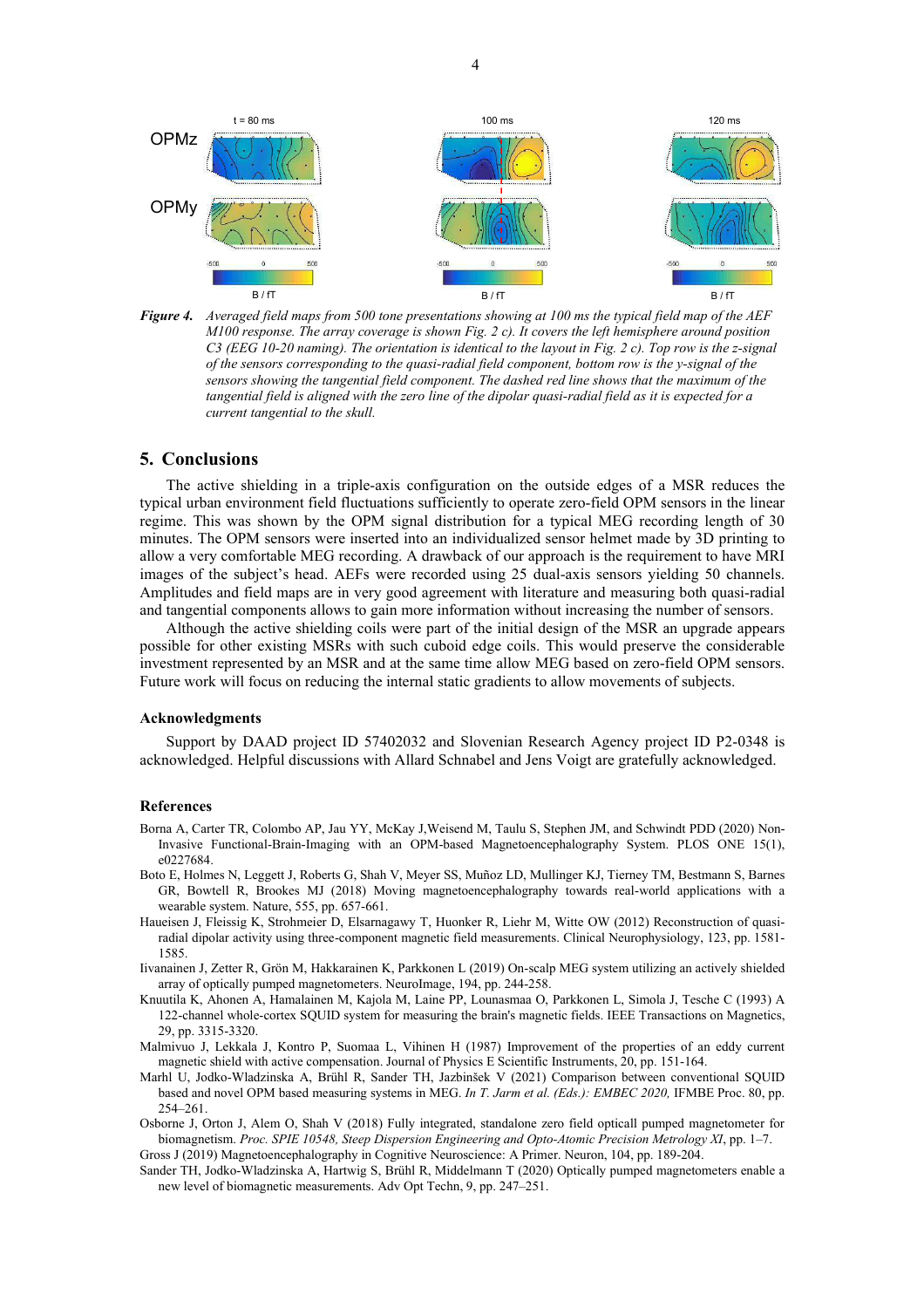t = 80 ms

100 ms

120 ms

OPMz

OPMy

-500 0 500

B / fT

-500 0 500

B / fT

-500 0 500

B / fT

***Figure 4.*** *Averaged field maps from 500 tone presentations showing at 100 ms the typical field map of the AEF M100 response. The array coverage is shown Fig. 2 c). It covers the left hemisphere around position C3 (EEG 10-20 naming). The orientation is identical to the layout in Fig. 2 c). Top row is the z-signal of the sensors corresponding to the quasi-radial field component, bottom row is the y-signal of the sensors showing the tangential field component. The dashed red line shows that the maximum of the tangential field is aligned with the zero line of the dipolar quasi-radial field as it is expected for a current tangential to the skull.*

## 5. Conclusions

The active shielding in a triple-axis configuration on the outside edges of a MSR reduces the typical urban environment field fluctuations sufficiently to operate zero-field OPM sensors in the linear regime. This was shown by the OPM signal distribution for a typical MEG recording length of 30 minutes. The OPM sensors were inserted into an individualized sensor helmet made by 3D printing to allow a very comfortable MEG recording. A drawback of our approach is the requirement to have MRI images of the subject's head. AEFs were recorded using 25 dual-axis sensors yielding 50 channels. Amplitudes and field maps are in very good agreement with literature and measuring both quasi-radial and tangential components allows to gain more information without increasing the number of sensors.

Although the active shielding coils were part of the initial design of the MSR an upgrade appears possible for other existing MSRs with such cuboid edge coils. This would preserve the considerable investment represented by an MSR and at the same time allow MEG based on zero-field OPM sensors. Future work will focus on reducing the internal static gradients to allow movements of subjects.

### Acknowledgments

Support by DAAD project ID 57402032 and Slovenian Research Agency project ID P2-0348 is acknowledged. Helpful discussions with Allard Schnabel and Jens Voigt are gratefully acknowledged.

### References

Borna A, Carter TR, Colombo AP, Jau YY, McKay J,Weisend M, Taulu S, Stephen JM, and Schwindt PDD (2020) Non-Invasive Functional-Brain-Imaging with an OPM-based Magnetoencephalography System. PLOS ONE 15(1), e0227684.

Boto E, Holmes N, Leggett J, Roberts G, Shah V, Meyer SS, Muñoz LD, Mullinger KJ, Tierney TM, Bestmann S, Barnes GR, Bowtell R, Brookes MJ (2018) Moving magnetoencephalography towards real-world applications with a wearable system. Nature, 555, pp. 657-661.

Haueisen J, Fleissig K, Strohmeier D, Elsarnagawy T, Huonker R, Liehr M, Witte OW (2012) Reconstruction of quasi-radial dipolar activity using three-component magnetic field measurements. Clinical Neurophysiology, 123, pp. 1581-1585.

Iivanainen J, Zetter R, Grön M, Hakkarainen K, Parkkonen L (2019) On-scalp MEG system utilizing an actively shielded array of optically pumped magnetometers. NeuroImage, 194, pp. 244-258.

Knuutila K, Ahonen A, Hamalainen M, Kajola M, Laine PP, Lounasmaa O, Parkkonen L, Simola J, Tesche C (1993) A 122-channel whole-cortex SQUID system for measuring the brain's magnetic fields. IEEE Transactions on Magnetics, 29, pp. 3315-3320.

Malmivuo J, Lekkala J, Kontro P, Suomaa L, Vihinen H (1987) Improvement of the properties of an eddy current magnetic shield with active compensation. Journal of Physics E Scientific Instruments, 20, pp. 151-164.

Marhl U, Jodko-Wladzinska A, Brühl R, Sander TH, Jazbinšek V (2021) Comparison between conventional SQUID based and novel OPM based measuring systems in MEG. *In T. Jarm et al. (Eds.): EMBEC 2020,* IFMBE Proc. 80, pp. 254–261.

Osborne J, Orton J, Alem O, Shah V (2018) Fully integrated, standalone zero field opticall pumped magnetometer for biomagnetism. *Proc. SPIE 10548, Steep Dispersion Engineering and Opto-Atomic Precision Metrology XI*, pp. 1–7.

Gross J (2019) Magnetoencephalography in Cognitive Neuroscience: A Primer. Neuron, 104, pp. 189-204.

Sander TH, Jodko-Wladzinska A, Hartwig S, Brühl R, Middelmann T (2020) Optically pumped magnetometers enable a new level of biomagnetic measurements. Adv Opt Techn, 9, pp. 247–251.